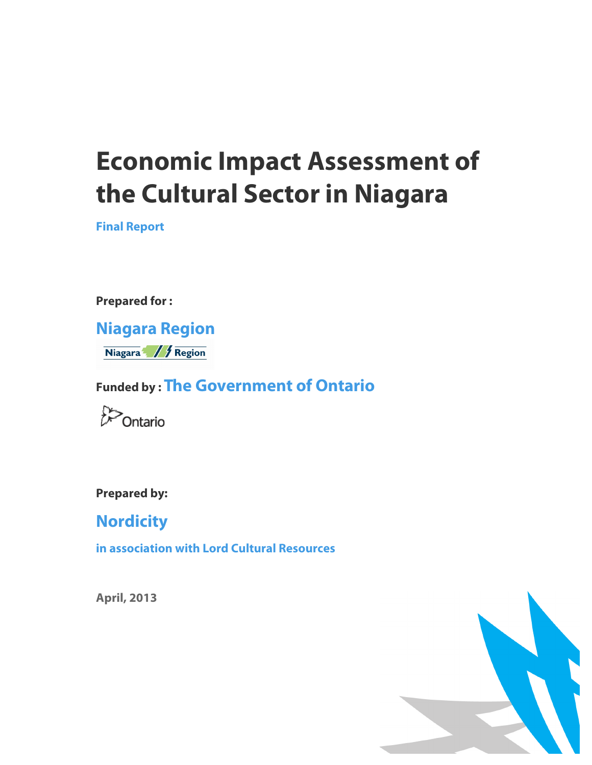# Economic Impact Assessment of the Cultural Sector in Niagara

**Final Report**

**Prepared for :**

**Niagara Region**

**Funded by : The Government of Ontario**

**Prepared by:**

**Nordicity**

**in association with Lord Cultural Resources**

**April, 2013**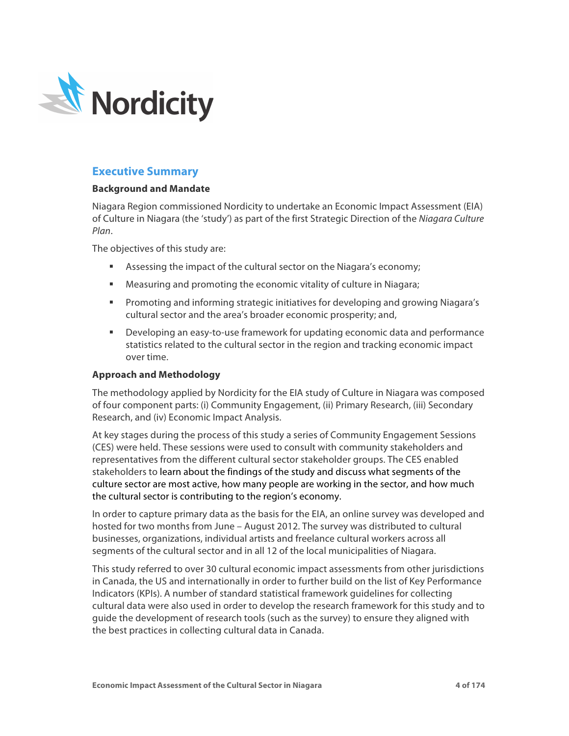## Executive Summary

### Background and Mandate

Niagara Region commissioned Nordicity to undertake an Economic Impact Assessment (EIA) of Culture in Niagara (the 'study') as part of the first Strategic Direction of the *Niagara Culture Plan*.

The objectives of this study are:

- Assessing the impact of the cultural sector on the Niagara's economy;
- Measuring and promoting the economic vitality of culture in Niagara;
- Promoting and informing strategic initiatives for developing and growing Niagara's cultural sector and the area's broader economic prosperity; and,
- Developing an easy-to-use framework for updating economic data and performance statistics related to the cultural sector in the region and tracking economic impact over time.

### Approach and Methodology

The methodology applied by Nordicity for the EIA study of Culture in Niagara was composed of four component parts: (i) Community Engagement, (ii) Primary Research, (iii) Secondary Research, and (iv) Economic Impact Analysis.

At key stages during the process of this study a series of Community Engagement Sessions (CES) were held. These sessions were used to consult with community stakeholders and representatives from the different cultural sector stakeholder groups. The CES enabled stakeholders to learn about the findings of the study and discuss what segments of the culture sector are most active, how many people are working in the sector, and how much the cultural sector is contributing to the region's economy.

In order to capture primary data as the basis for the EIA, an online survey was developed and hosted for two months from June – August 2012. The survey was distributed to cultural businesses, organizations, individual artists and freelance cultural workers across all segments of the cultural sector and in all 12 of the local municipalities of Niagara.

This study referred to over 30 cultural economic impact assessments from other jurisdictions in Canada, the US and internationally in order to further build on the list of Key Performance Indicators (KPIs). A number of standard statistical framework guidelines for collecting cultural data were also used in order to develop the research framework for this study and to guide the development of research tools (such as the survey) to ensure they aligned with the best practices in collecting cultural data in Canada.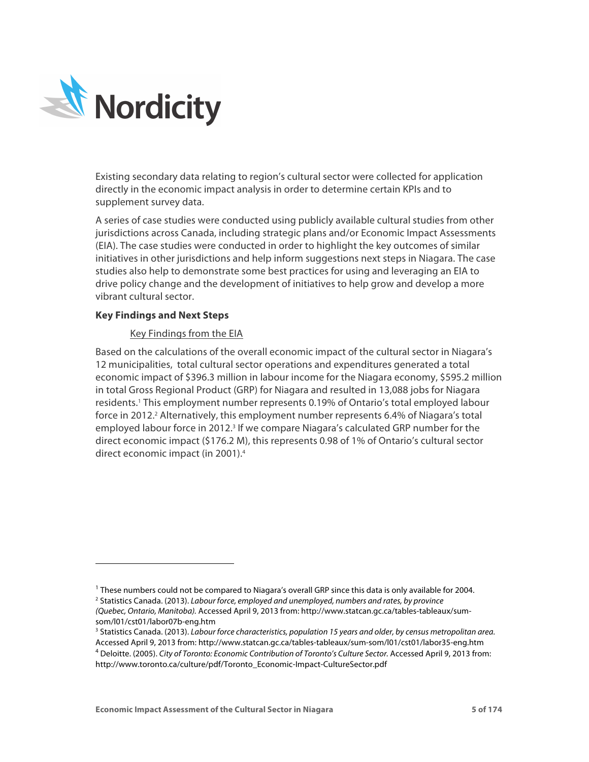Existing secondary data relating to region's cultural sector were collected for application directly in the economic impact analysis in order to determine certain KPIs and to supplement survey data.

A series of case studies were conducted using publicly available cultural studies from other jurisdictions across Canada, including strategic plans and/or Economic Impact Assessments (EIA). The case studies were conducted in order to highlight the key outcomes of similar initiatives in other jurisdictions and help inform suggestions next steps in Niagara. The case studies also help to demonstrate some best practices for using and leveraging an EIA to drive policy change and the development of initiatives to help grow and develop a more vibrant cultural sector.

**Key Findings and Next Steps**

Key Findings from the EIA

Based on the calculations of the overall economic impact of the cultural sector in Niagara's 12 municipalities, total cultural sector operations and expenditures generated a total economic impact of $396.3 million in labour income for the Niagara economy, $595.2 million in total Gross Regional Product (GRP) for Niagara and resulted in 13,088 jobs for Niagara residents.[1] This employment number represents 0.19% of Ontario's total employed labour force in 2012.[2] Alternatively, this employment number represents 6.4% of Niagara's total employed labour force in 2012.[3] If we compare Niagara's calculated GRP number for the direct economic impact ($176.2 M), this represents 0.98 of 1% of Ontario's cultural sector direct economic impact (in 2001).[4]

---

[1] These numbers could not be compared to Niagara's overall GRP since this data is only available for 2004.

[2] Statistics Canada. (2013). *Labour force, employed and unemployed, numbers and rates, by province (Quebec, Ontario, Manitoba).* Accessed April 9, 2013 from: http://www.statcan.gc.ca/tables-tableaux/sum-som/l01/cst01/labor07b-eng.htm

[3] Statistics Canada. (2013). *Labour force characteristics, population 15 years and older, by census metropolitan area.* Accessed April 9, 2013 from: http://www.statcan.gc.ca/tables-tableaux/sum-som/l01/cst01/labor35-eng.htm

[4] Deloitte. (2005). *City of Toronto: Economic Contribution of Toronto's Culture Sector.* Accessed April 9, 2013 from: http://www.toronto.ca/culture/pdf/Toronto_Economic-Impact-CultureSector.pdf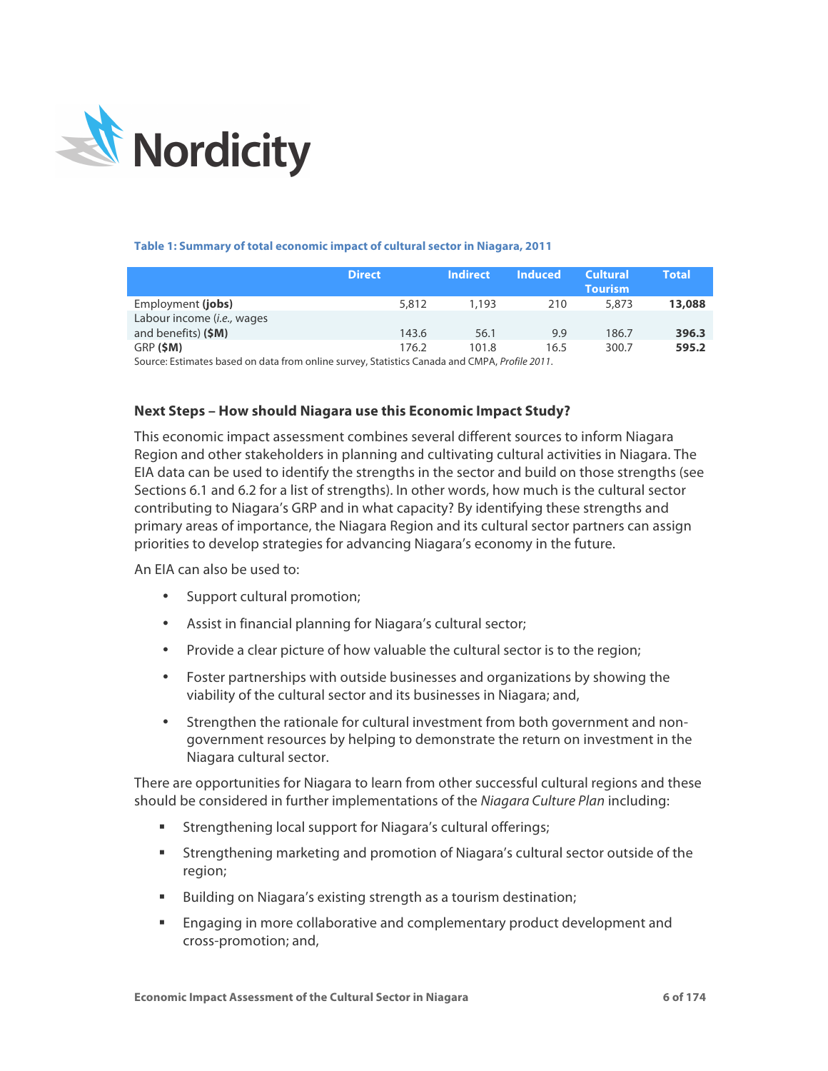**Table 1: Summary of total economic impact of cultural sector in Niagara, 2011**

| | Direct | Indirect | Induced | Cultural Tourism | Total |
|---|---|---|---|---|---|
| Employment **(jobs)** | 5,812 | 1,193 | 210 | 5,873 | **13,088** |
| Labour income (*i.e.,* wages and benefits) **($M)** | 143.6 | 56.1 | 9.9 | 186.7 | **396.3** |
| GRP **($M)** | 176.2 | 101.8 | 16.5 | 300.7 | **595.2** |

Source: Estimates based on data from online survey, Statistics Canada and CMPA, *Profile 2011*.

### Next Steps – How should Niagara use this Economic Impact Study?

This economic impact assessment combines several different sources to inform Niagara Region and other stakeholders in planning and cultivating cultural activities in Niagara. The EIA data can be used to identify the strengths in the sector and build on those strengths (see Sections 6.1 and 6.2 for a list of strengths). In other words, how much is the cultural sector contributing to Niagara's GRP and in what capacity? By identifying these strengths and primary areas of importance, the Niagara Region and its cultural sector partners can assign priorities to develop strategies for advancing Niagara's economy in the future.

An EIA can also be used to:

- Support cultural promotion;
- Assist in financial planning for Niagara's cultural sector;
- Provide a clear picture of how valuable the cultural sector is to the region;
- Foster partnerships with outside businesses and organizations by showing the viability of the cultural sector and its businesses in Niagara; and,
- Strengthen the rationale for cultural investment from both government and non-government resources by helping to demonstrate the return on investment in the Niagara cultural sector.

There are opportunities for Niagara to learn from other successful cultural regions and these should be considered in further implementations of the *Niagara Culture Plan* including:

- Strengthening local support for Niagara's cultural offerings;
- Strengthening marketing and promotion of Niagara's cultural sector outside of the region;
- Building on Niagara's existing strength as a tourism destination;
- Engaging in more collaborative and complementary product development and cross-promotion; and,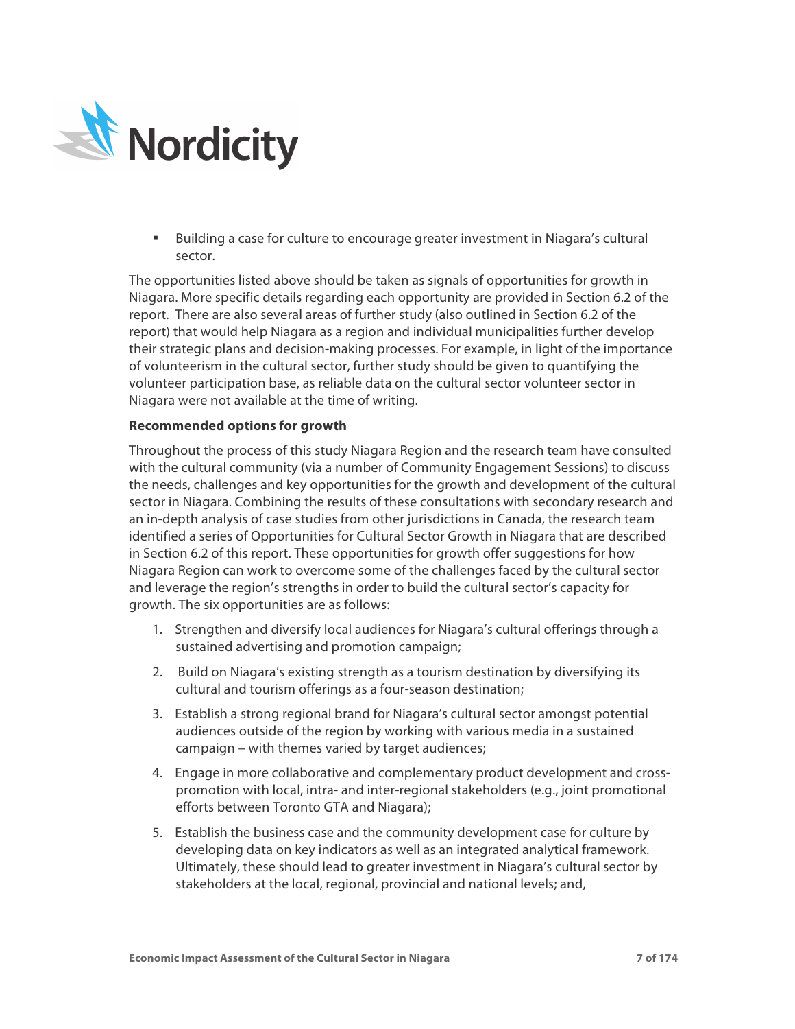- Building a case for culture to encourage greater investment in Niagara's cultural sector.

The opportunities listed above should be taken as signals of opportunities for growth in Niagara. More specific details regarding each opportunity are provided in Section 6.2 of the report. There are also several areas of further study (also outlined in Section 6.2 of the report) that would help Niagara as a region and individual municipalities further develop their strategic plans and decision-making processes. For example, in light of the importance of volunteerism in the cultural sector, further study should be given to quantifying the volunteer participation base, as reliable data on the cultural sector volunteer sector in Niagara were not available at the time of writing.

**Recommended options for growth**

Throughout the process of this study Niagara Region and the research team have consulted with the cultural community (via a number of Community Engagement Sessions) to discuss the needs, challenges and key opportunities for the growth and development of the cultural sector in Niagara. Combining the results of these consultations with secondary research and an in-depth analysis of case studies from other jurisdictions in Canada, the research team identified a series of Opportunities for Cultural Sector Growth in Niagara that are described in Section 6.2 of this report. These opportunities for growth offer suggestions for how Niagara Region can work to overcome some of the challenges faced by the cultural sector and leverage the region's strengths in order to build the cultural sector's capacity for growth. The six opportunities are as follows:

1. Strengthen and diversify local audiences for Niagara's cultural offerings through a sustained advertising and promotion campaign;
2. Build on Niagara's existing strength as a tourism destination by diversifying its cultural and tourism offerings as a four-season destination;
3. Establish a strong regional brand for Niagara's cultural sector amongst potential audiences outside of the region by working with various media in a sustained campaign – with themes varied by target audiences;
4. Engage in more collaborative and complementary product development and cross-promotion with local, intra- and inter-regional stakeholders (e.g., joint promotional efforts between Toronto GTA and Niagara);
5. Establish the business case and the community development case for culture by developing data on key indicators as well as an integrated analytical framework. Ultimately, these should lead to greater investment in Niagara's cultural sector by stakeholders at the local, regional, provincial and national levels; and,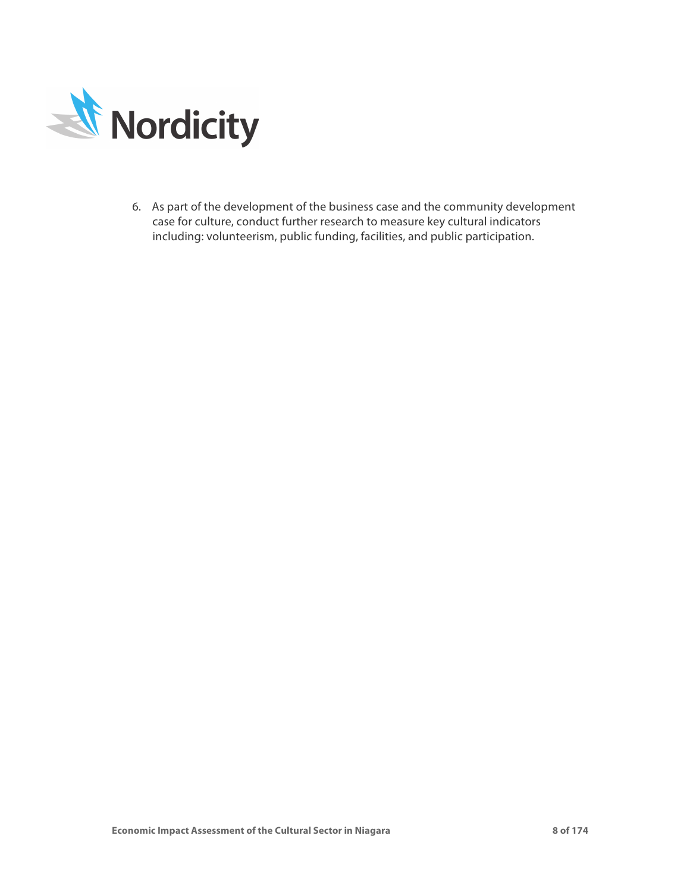6. As part of the development of the business case and the community development case for culture, conduct further research to measure key cultural indicators including: volunteerism, public funding, facilities, and public participation.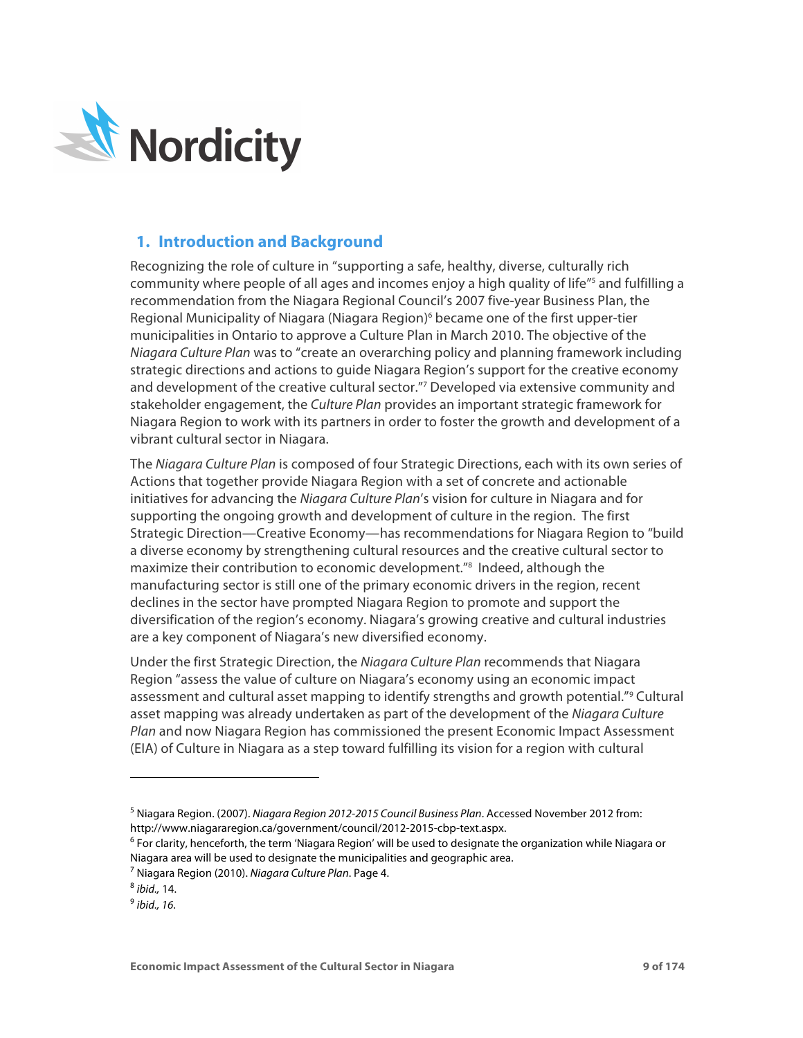## 1. Introduction and Background

Recognizing the role of culture in "supporting a safe, healthy, diverse, culturally rich community where people of all ages and incomes enjoy a high quality of life"[5] and fulfilling a recommendation from the Niagara Regional Council's 2007 five-year Business Plan, the Regional Municipality of Niagara (Niagara Region)[6] became one of the first upper-tier municipalities in Ontario to approve a Culture Plan in March 2010. The objective of the *Niagara Culture Plan* was to "create an overarching policy and planning framework including strategic directions and actions to guide Niagara Region's support for the creative economy and development of the creative cultural sector."[7] Developed via extensive community and stakeholder engagement, the *Culture Plan* provides an important strategic framework for Niagara Region to work with its partners in order to foster the growth and development of a vibrant cultural sector in Niagara.

The *Niagara Culture Plan* is composed of four Strategic Directions, each with its own series of Actions that together provide Niagara Region with a set of concrete and actionable initiatives for advancing the *Niagara Culture Plan*'s vision for culture in Niagara and for supporting the ongoing growth and development of culture in the region. The first Strategic Direction—Creative Economy—has recommendations for Niagara Region to "build a diverse economy by strengthening cultural resources and the creative cultural sector to maximize their contribution to economic development."[8] Indeed, although the manufacturing sector is still one of the primary economic drivers in the region, recent declines in the sector have prompted Niagara Region to promote and support the diversification of the region's economy. Niagara's growing creative and cultural industries are a key component of Niagara's new diversified economy.

Under the first Strategic Direction, the *Niagara Culture Plan* recommends that Niagara Region "assess the value of culture on Niagara's economy using an economic impact assessment and cultural asset mapping to identify strengths and growth potential."[9] Cultural asset mapping was already undertaken as part of the development of the *Niagara Culture Plan* and now Niagara Region has commissioned the present Economic Impact Assessment (EIA) of Culture in Niagara as a step toward fulfilling its vision for a region with cultural

---

[5] Niagara Region. (2007). *Niagara Region 2012-2015 Council Business Plan*. Accessed November 2012 from: http://www.niagararegion.ca/government/council/2012-2015-cbp-text.aspx.

[6] For clarity, henceforth, the term 'Niagara Region' will be used to designate the organization while Niagara or Niagara area will be used to designate the municipalities and geographic area.

[7] Niagara Region (2010). *Niagara Culture Plan*. Page 4.

[8] *ibid.,* 14.

[9] *ibid., 16.*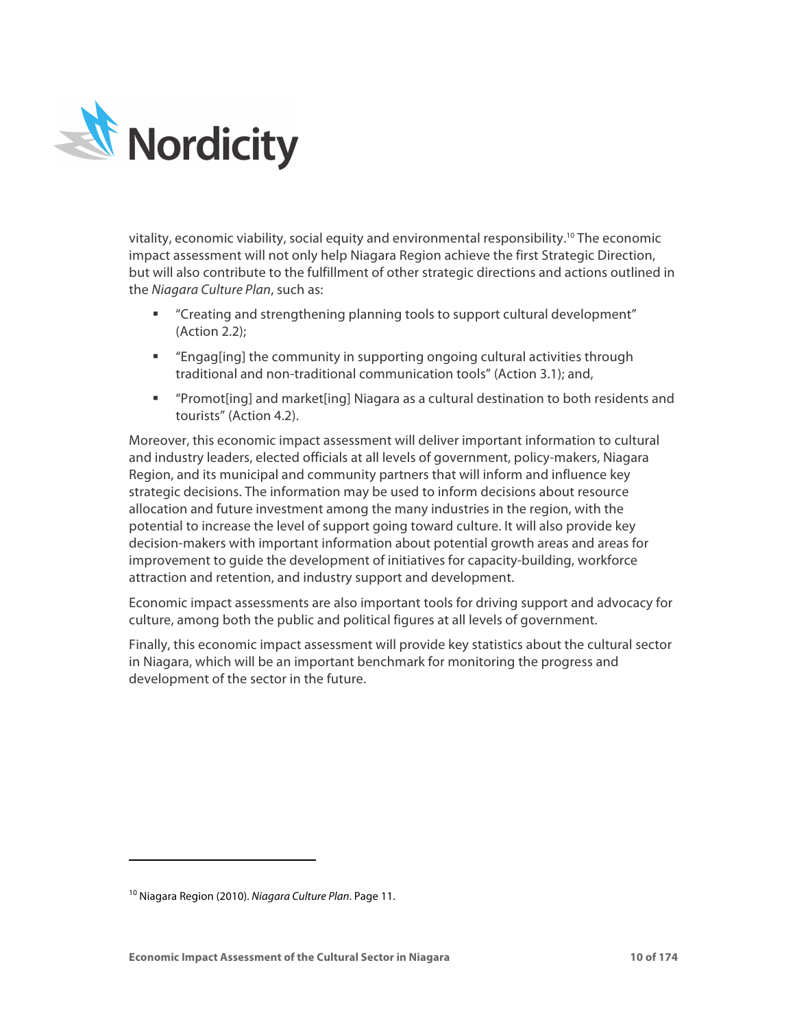vitality, economic viability, social equity and environmental responsibility.[10] The economic impact assessment will not only help Niagara Region achieve the first Strategic Direction, but will also contribute to the fulfillment of other strategic directions and actions outlined in the *Niagara Culture Plan*, such as:

- "Creating and strengthening planning tools to support cultural development" (Action 2.2);
- "Engag[ing] the community in supporting ongoing cultural activities through traditional and non-traditional communication tools" (Action 3.1); and,
- "Promot[ing] and market[ing] Niagara as a cultural destination to both residents and tourists" (Action 4.2).

Moreover, this economic impact assessment will deliver important information to cultural and industry leaders, elected officials at all levels of government, policy-makers, Niagara Region, and its municipal and community partners that will inform and influence key strategic decisions. The information may be used to inform decisions about resource allocation and future investment among the many industries in the region, with the potential to increase the level of support going toward culture. It will also provide key decision-makers with important information about potential growth areas and areas for improvement to guide the development of initiatives for capacity-building, workforce attraction and retention, and industry support and development.

Economic impact assessments are also important tools for driving support and advocacy for culture, among both the public and political figures at all levels of government.

Finally, this economic impact assessment will provide key statistics about the cultural sector in Niagara, which will be an important benchmark for monitoring the progress and development of the sector in the future.

[10] Niagara Region (2010). *Niagara Culture Plan*. Page 11.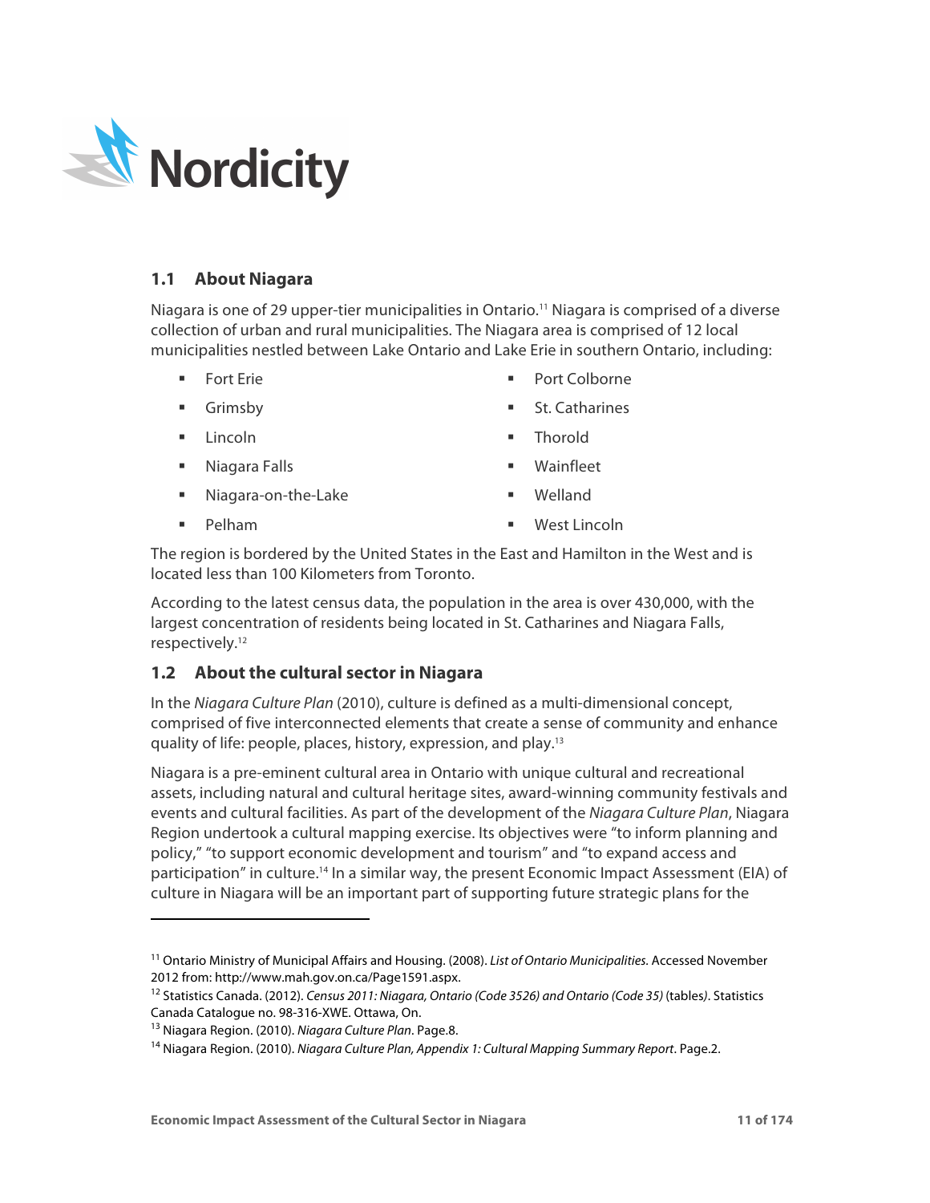## 1.1 About Niagara

Niagara is one of 29 upper-tier municipalities in Ontario.[11] Niagara is comprised of a diverse collection of urban and rural municipalities. The Niagara area is comprised of 12 local municipalities nestled between Lake Ontario and Lake Erie in southern Ontario, including:

- Fort Erie
- Grimsby
- Lincoln
- Niagara Falls
- Niagara-on-the-Lake
- Pelham
- Port Colborne
- St. Catharines
- Thorold
- Wainfleet
- Welland
- West Lincoln

The region is bordered by the United States in the East and Hamilton in the West and is located less than 100 Kilometers from Toronto.

According to the latest census data, the population in the area is over 430,000, with the largest concentration of residents being located in St. Catharines and Niagara Falls, respectively.[12]

## 1.2 About the cultural sector in Niagara

In the *Niagara Culture Plan* (2010), culture is defined as a multi-dimensional concept, comprised of five interconnected elements that create a sense of community and enhance quality of life: people, places, history, expression, and play.[13]

Niagara is a pre-eminent cultural area in Ontario with unique cultural and recreational assets, including natural and cultural heritage sites, award-winning community festivals and events and cultural facilities. As part of the development of the *Niagara Culture Plan*, Niagara Region undertook a cultural mapping exercise. Its objectives were "to inform planning and policy," "to support economic development and tourism" and "to expand access and participation" in culture.[14] In a similar way, the present Economic Impact Assessment (EIA) of culture in Niagara will be an important part of supporting future strategic plans for the

---

[11] Ontario Ministry of Municipal Affairs and Housing. (2008). *List of Ontario Municipalities.* Accessed November 2012 from: http://www.mah.gov.on.ca/Page1591.aspx.

[12] Statistics Canada. (2012). *Census 2011: Niagara, Ontario (Code 3526) and Ontario (Code 35)* (tables). Statistics Canada Catalogue no. 98-316-XWE. Ottawa, On.

[13] Niagara Region. (2010). *Niagara Culture Plan*. Page.8.

[14] Niagara Region. (2010). *Niagara Culture Plan, Appendix 1: Cultural Mapping Summary Report*. Page.2.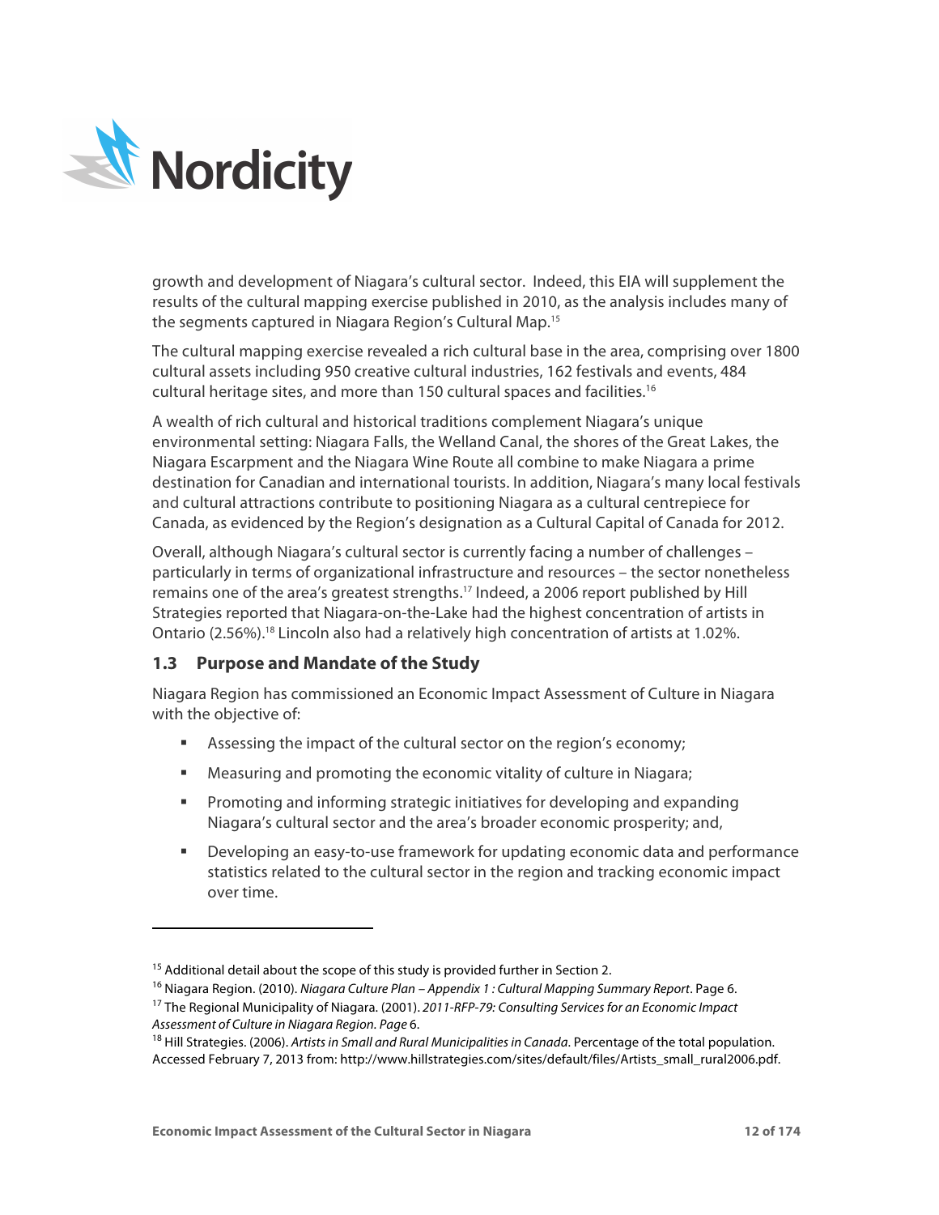growth and development of Niagara's cultural sector. Indeed, this EIA will supplement the results of the cultural mapping exercise published in 2010, as the analysis includes many of the segments captured in Niagara Region's Cultural Map.[15]

The cultural mapping exercise revealed a rich cultural base in the area, comprising over 1800 cultural assets including 950 creative cultural industries, 162 festivals and events, 484 cultural heritage sites, and more than 150 cultural spaces and facilities.[16]

A wealth of rich cultural and historical traditions complement Niagara's unique environmental setting: Niagara Falls, the Welland Canal, the shores of the Great Lakes, the Niagara Escarpment and the Niagara Wine Route all combine to make Niagara a prime destination for Canadian and international tourists. In addition, Niagara's many local festivals and cultural attractions contribute to positioning Niagara as a cultural centrepiece for Canada, as evidenced by the Region's designation as a Cultural Capital of Canada for 2012.

Overall, although Niagara's cultural sector is currently facing a number of challenges – particularly in terms of organizational infrastructure and resources – the sector nonetheless remains one of the area's greatest strengths.[17] Indeed, a 2006 report published by Hill Strategies reported that Niagara-on-the-Lake had the highest concentration of artists in Ontario (2.56%).[18] Lincoln also had a relatively high concentration of artists at 1.02%.

### 1.3 Purpose and Mandate of the Study

Niagara Region has commissioned an Economic Impact Assessment of Culture in Niagara with the objective of:

- Assessing the impact of the cultural sector on the region's economy;
- Measuring and promoting the economic vitality of culture in Niagara;
- Promoting and informing strategic initiatives for developing and expanding Niagara's cultural sector and the area's broader economic prosperity; and,
- Developing an easy-to-use framework for updating economic data and performance statistics related to the cultural sector in the region and tracking economic impact over time.

---

[15] Additional detail about the scope of this study is provided further in Section 2.

[16] Niagara Region. (2010). *Niagara Culture Plan – Appendix 1 : Cultural Mapping Summary Report*. Page 6.

[17] The Regional Municipality of Niagara. (2001). *2011-RFP-79: Consulting Services for an Economic Impact Assessment of Culture in Niagara Region. Page* 6.

[18] Hill Strategies. (2006). *Artists in Small and Rural Municipalities in Canada*. Percentage of the total population. Accessed February 7, 2013 from: http://www.hillstrategies.com/sites/default/files/Artists_small_rural2006.pdf.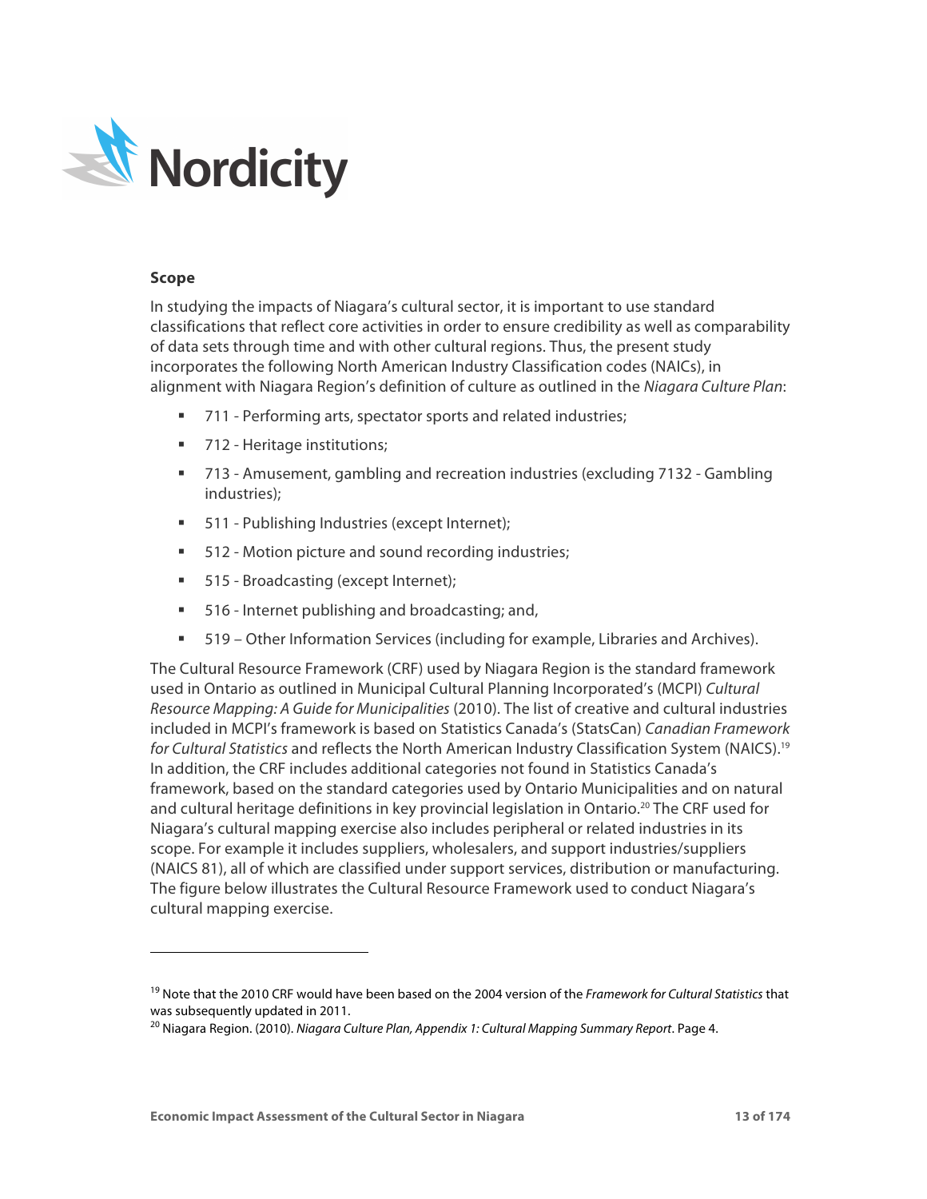### Scope

In studying the impacts of Niagara's cultural sector, it is important to use standard classifications that reflect core activities in order to ensure credibility as well as comparability of data sets through time and with other cultural regions. Thus, the present study incorporates the following North American Industry Classification codes (NAICs), in alignment with Niagara Region's definition of culture as outlined in the *Niagara Culture Plan*:

- 711 - Performing arts, spectator sports and related industries;
- 712 - Heritage institutions;
- 713 - Amusement, gambling and recreation industries (excluding 7132 - Gambling industries);
- 511 - Publishing Industries (except Internet);
- 512 - Motion picture and sound recording industries;
- 515 - Broadcasting (except Internet);
- 516 - Internet publishing and broadcasting; and,
- 519 – Other Information Services (including for example, Libraries and Archives).

The Cultural Resource Framework (CRF) used by Niagara Region is the standard framework used in Ontario as outlined in Municipal Cultural Planning Incorporated's (MCPI) *Cultural Resource Mapping: A Guide for Municipalities* (2010). The list of creative and cultural industries included in MCPI's framework is based on Statistics Canada's (StatsCan) *Canadian Framework for Cultural Statistics* and reflects the North American Industry Classification System (NAICS).[19] In addition, the CRF includes additional categories not found in Statistics Canada's framework, based on the standard categories used by Ontario Municipalities and on natural and cultural heritage definitions in key provincial legislation in Ontario.[20] The CRF used for Niagara's cultural mapping exercise also includes peripheral or related industries in its scope. For example it includes suppliers, wholesalers, and support industries/suppliers (NAICS 81), all of which are classified under support services, distribution or manufacturing. The figure below illustrates the Cultural Resource Framework used to conduct Niagara's cultural mapping exercise.

---

[19] Note that the 2010 CRF would have been based on the 2004 version of the *Framework for Cultural Statistics* that was subsequently updated in 2011.

[20] Niagara Region. (2010). *Niagara Culture Plan, Appendix 1: Cultural Mapping Summary Report*. Page 4.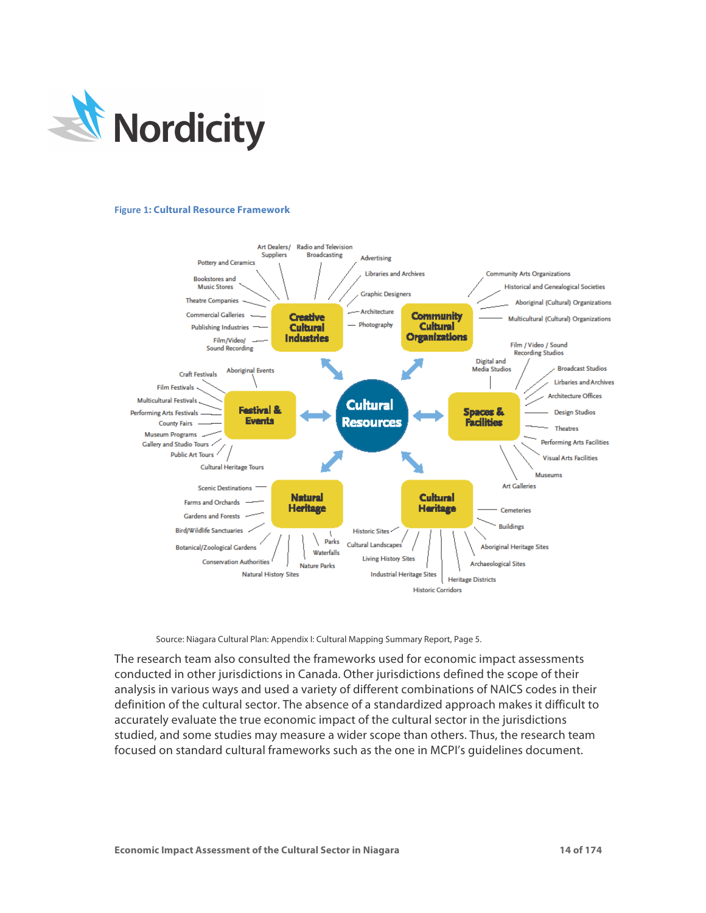**Figure 1: Cultural Resource Framework**

**Cultural Resources**

**Creative Cultural Industries**
- Art Dealers/ Suppliers
- Radio and Television Broadcasting
- Advertising
- Libraries and Archives
- Graphic Designers
- Architecture
- Photography
- Pottery and Ceramics
- Bookstores and Music Stores
- Theatre Companies
- Commercial Galleries
- Publishing Industries
- Film/Video/ Sound Recording

**Community Cultural Organizations**
- Community Arts Organizations
- Historical and Genealogical Societies
- Aboriginal (Cultural) Organizations
- Multicultural (Cultural) Organizations

**Festival & Events**
- Craft Festivals
- Aboriginal Events
- Film Festivals
- Multicultural Festivals
- Performing Arts Festivals
- County Fairs
- Museum Programs
- Gallery and Studio Tours
- Public Art Tours
- Cultural Heritage Tours

**Spaces & Facilities**
- Film / Video / Sound Recording Studios
- Digital and Media Studios
- Broadcast Studios
- Lirbaries and Archives
- Architecture Offices
- Design Studios
- Theatres
- Performing Arts Facilities
- Visual Arts Facilities
- Museums
- Art Galleries

**Natural Heritage**
- Scenic Destinations
- Farms and Orchards
- Gardens and Forests
- Bird/Wildlife Sanctuaries
- Botanical/Zoological Gardens
- Conservation Authorities
- Natural History Sites
- Nature Parks
- Waterfalls
- Parks

**Cultural Heritage**
- Cemeteries
- Buildings
- Aboriginal Heritage Sites
- Archaeological Sites
- Heritage Districts
- Historic Corridors
- Industrial Heritage Sites
- Living History Sites
- Cultural Landscapes
- Historic Sites

Source: Niagara Cultural Plan: Appendix I: Cultural Mapping Summary Report, Page 5.

The research team also consulted the frameworks used for economic impact assessments conducted in other jurisdictions in Canada. Other jurisdictions defined the scope of their analysis in various ways and used a variety of different combinations of NAICS codes in their definition of the cultural sector. The absence of a standardized approach makes it difficult to accurately evaluate the true economic impact of the cultural sector in the jurisdictions studied, and some studies may measure a wider scope than others. Thus, the research team focused on standard cultural frameworks such as the one in MCPI's guidelines document.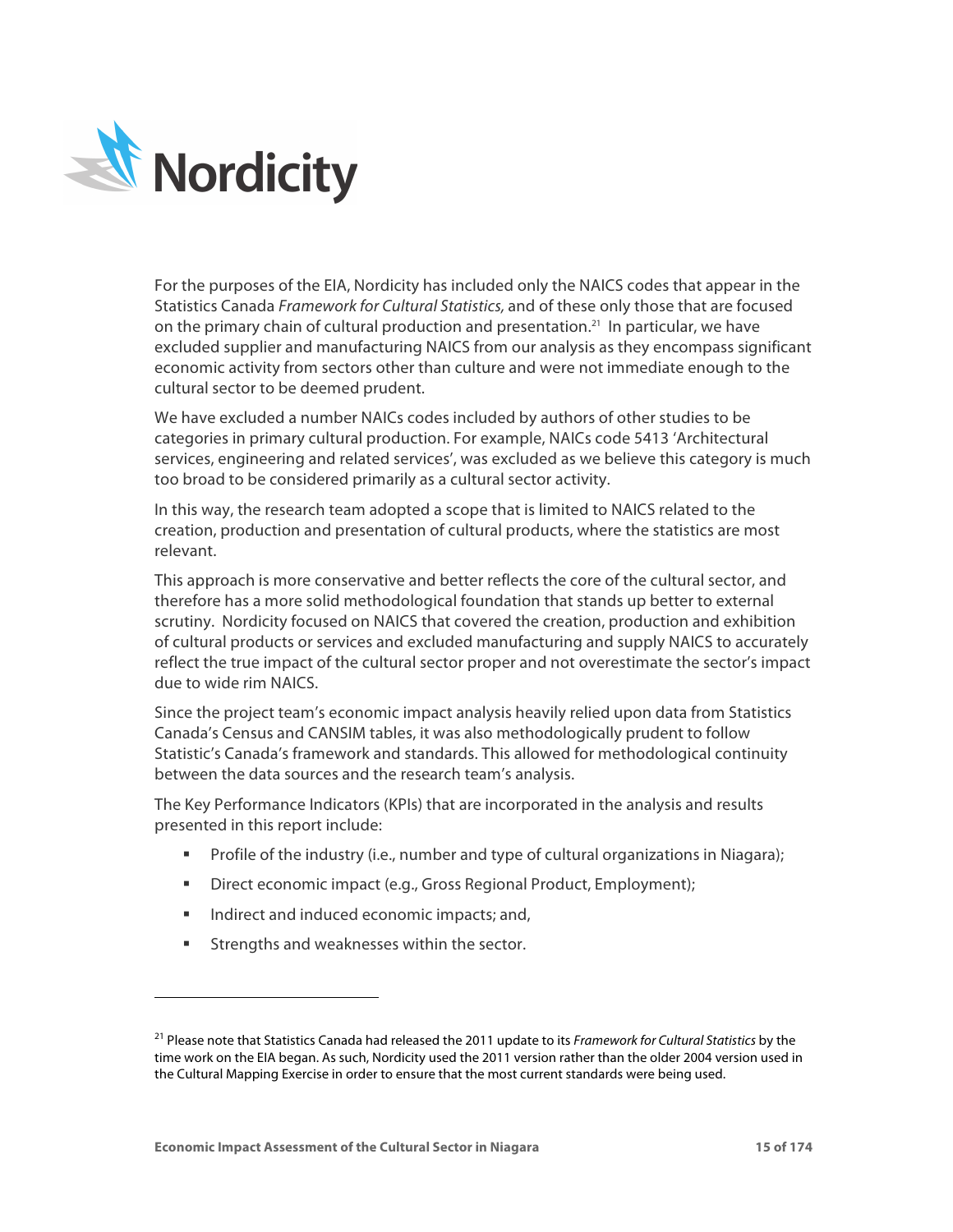For the purposes of the EIA, Nordicity has included only the NAICS codes that appear in the Statistics Canada *Framework for Cultural Statistics,* and of these only those that are focused on the primary chain of cultural production and presentation.[21] In particular, we have excluded supplier and manufacturing NAICS from our analysis as they encompass significant economic activity from sectors other than culture and were not immediate enough to the cultural sector to be deemed prudent.

We have excluded a number NAICs codes included by authors of other studies to be categories in primary cultural production. For example, NAICs code 5413 'Architectural services, engineering and related services', was excluded as we believe this category is much too broad to be considered primarily as a cultural sector activity.

In this way, the research team adopted a scope that is limited to NAICS related to the creation, production and presentation of cultural products, where the statistics are most relevant.

This approach is more conservative and better reflects the core of the cultural sector, and therefore has a more solid methodological foundation that stands up better to external scrutiny. Nordicity focused on NAICS that covered the creation, production and exhibition of cultural products or services and excluded manufacturing and supply NAICS to accurately reflect the true impact of the cultural sector proper and not overestimate the sector's impact due to wide rim NAICS.

Since the project team's economic impact analysis heavily relied upon data from Statistics Canada's Census and CANSIM tables, it was also methodologically prudent to follow Statistic's Canada's framework and standards. This allowed for methodological continuity between the data sources and the research team's analysis.

The Key Performance Indicators (KPIs) that are incorporated in the analysis and results presented in this report include:

- Profile of the industry (i.e., number and type of cultural organizations in Niagara);
- Direct economic impact (e.g., Gross Regional Product, Employment);
- Indirect and induced economic impacts; and,
- Strengths and weaknesses within the sector.

---

[21] Please note that Statistics Canada had released the 2011 update to its *Framework for Cultural Statistics* by the time work on the EIA began. As such, Nordicity used the 2011 version rather than the older 2004 version used in the Cultural Mapping Exercise in order to ensure that the most current standards were being used.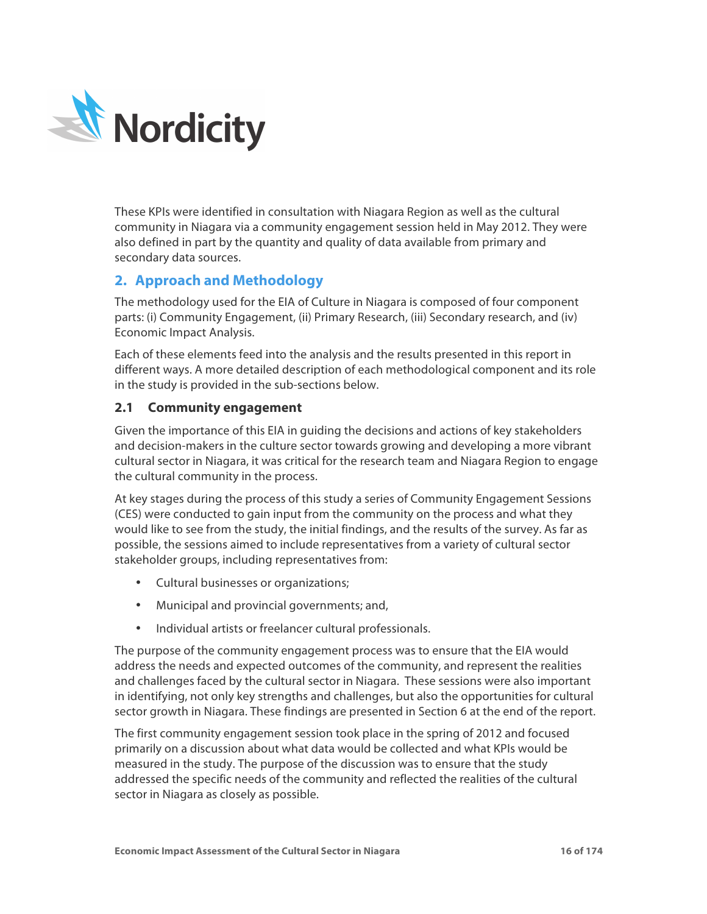These KPIs were identified in consultation with Niagara Region as well as the cultural community in Niagara via a community engagement session held in May 2012. They were also defined in part by the quantity and quality of data available from primary and secondary data sources.

## 2. Approach and Methodology

The methodology used for the EIA of Culture in Niagara is composed of four component parts: (i) Community Engagement, (ii) Primary Research, (iii) Secondary research, and (iv) Economic Impact Analysis.

Each of these elements feed into the analysis and the results presented in this report in different ways. A more detailed description of each methodological component and its role in the study is provided in the sub-sections below.

### 2.1 Community engagement

Given the importance of this EIA in guiding the decisions and actions of key stakeholders and decision-makers in the culture sector towards growing and developing a more vibrant cultural sector in Niagara, it was critical for the research team and Niagara Region to engage the cultural community in the process.

At key stages during the process of this study a series of Community Engagement Sessions (CES) were conducted to gain input from the community on the process and what they would like to see from the study, the initial findings, and the results of the survey. As far as possible, the sessions aimed to include representatives from a variety of cultural sector stakeholder groups, including representatives from:

- Cultural businesses or organizations;
- Municipal and provincial governments; and,
- Individual artists or freelancer cultural professionals.

The purpose of the community engagement process was to ensure that the EIA would address the needs and expected outcomes of the community, and represent the realities and challenges faced by the cultural sector in Niagara. These sessions were also important in identifying, not only key strengths and challenges, but also the opportunities for cultural sector growth in Niagara. These findings are presented in Section 6 at the end of the report.

The first community engagement session took place in the spring of 2012 and focused primarily on a discussion about what data would be collected and what KPIs would be measured in the study. The purpose of the discussion was to ensure that the study addressed the specific needs of the community and reflected the realities of the cultural sector in Niagara as closely as possible.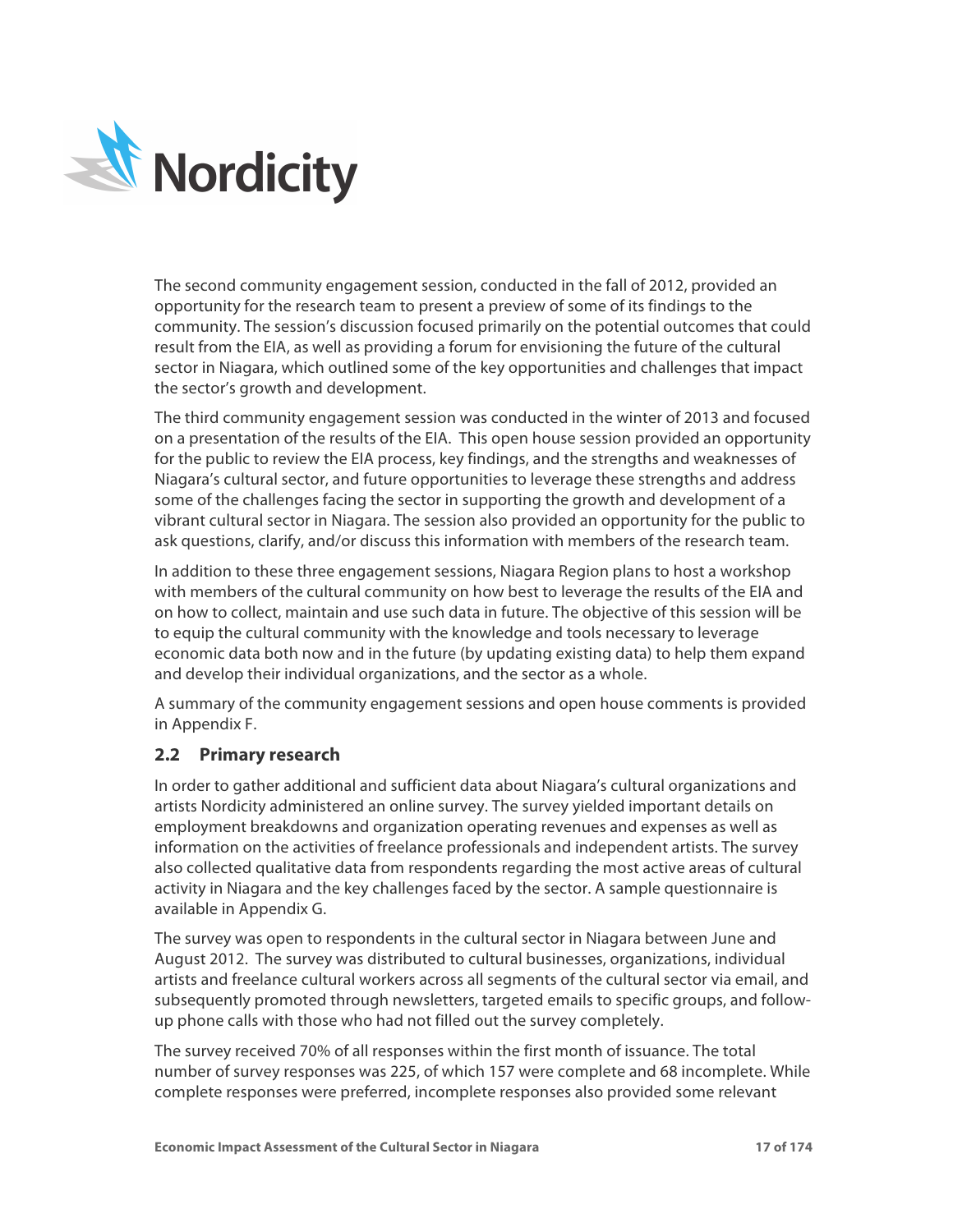The second community engagement session, conducted in the fall of 2012, provided an opportunity for the research team to present a preview of some of its findings to the community. The session's discussion focused primarily on the potential outcomes that could result from the EIA, as well as providing a forum for envisioning the future of the cultural sector in Niagara, which outlined some of the key opportunities and challenges that impact the sector's growth and development.

The third community engagement session was conducted in the winter of 2013 and focused on a presentation of the results of the EIA. This open house session provided an opportunity for the public to review the EIA process, key findings, and the strengths and weaknesses of Niagara's cultural sector, and future opportunities to leverage these strengths and address some of the challenges facing the sector in supporting the growth and development of a vibrant cultural sector in Niagara. The session also provided an opportunity for the public to ask questions, clarify, and/or discuss this information with members of the research team.

In addition to these three engagement sessions, Niagara Region plans to host a workshop with members of the cultural community on how best to leverage the results of the EIA and on how to collect, maintain and use such data in future. The objective of this session will be to equip the cultural community with the knowledge and tools necessary to leverage economic data both now and in the future (by updating existing data) to help them expand and develop their individual organizations, and the sector as a whole.

A summary of the community engagement sessions and open house comments is provided in Appendix F.

## 2.2 Primary research

In order to gather additional and sufficient data about Niagara's cultural organizations and artists Nordicity administered an online survey. The survey yielded important details on employment breakdowns and organization operating revenues and expenses as well as information on the activities of freelance professionals and independent artists. The survey also collected qualitative data from respondents regarding the most active areas of cultural activity in Niagara and the key challenges faced by the sector. A sample questionnaire is available in Appendix G.

The survey was open to respondents in the cultural sector in Niagara between June and August 2012. The survey was distributed to cultural businesses, organizations, individual artists and freelance cultural workers across all segments of the cultural sector via email, and subsequently promoted through newsletters, targeted emails to specific groups, and follow-up phone calls with those who had not filled out the survey completely.

The survey received 70% of all responses within the first month of issuance. The total number of survey responses was 225, of which 157 were complete and 68 incomplete. While complete responses were preferred, incomplete responses also provided some relevant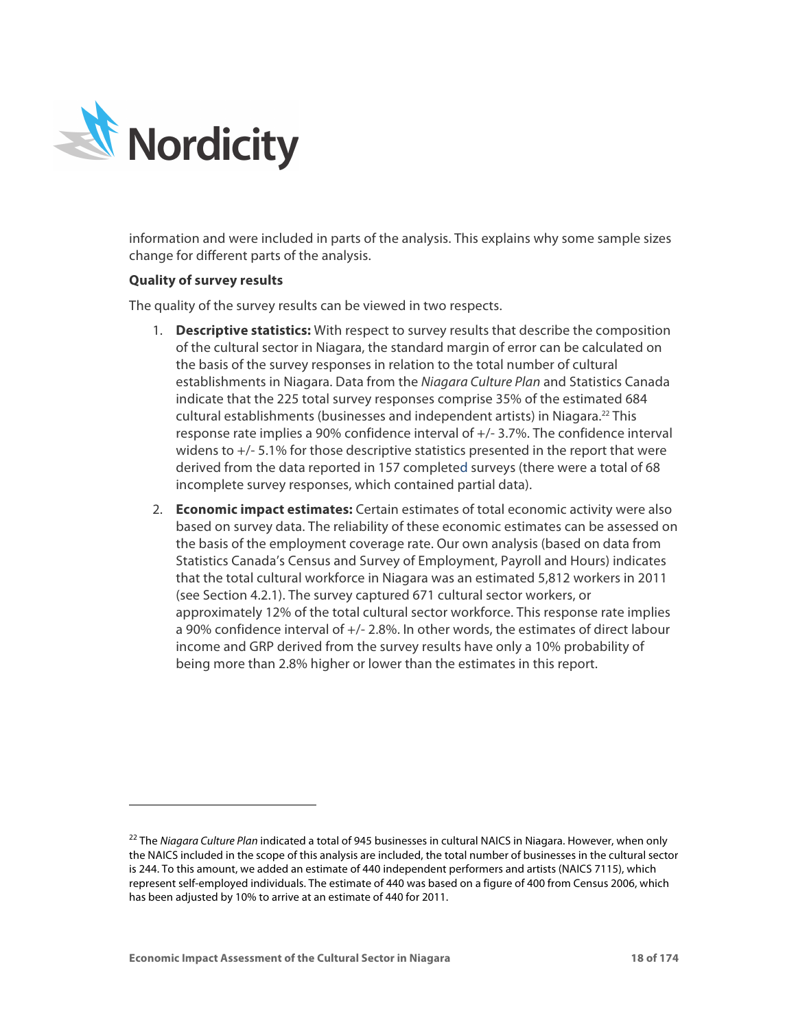information and were included in parts of the analysis. This explains why some sample sizes change for different parts of the analysis.

**Quality of survey results**

The quality of the survey results can be viewed in two respects.

1. **Descriptive statistics:** With respect to survey results that describe the composition of the cultural sector in Niagara, the standard margin of error can be calculated on the basis of the survey responses in relation to the total number of cultural establishments in Niagara. Data from the *Niagara Culture Plan* and Statistics Canada indicate that the 225 total survey responses comprise 35% of the estimated 684 cultural establishments (businesses and independent artists) in Niagara.[22] This response rate implies a 90% confidence interval of +/- 3.7%. The confidence interval widens to +/- 5.1% for those descriptive statistics presented in the report that were derived from the data reported in 157 completed surveys (there were a total of 68 incomplete survey responses, which contained partial data).
2. **Economic impact estimates:** Certain estimates of total economic activity were also based on survey data. The reliability of these economic estimates can be assessed on the basis of the employment coverage rate. Our own analysis (based on data from Statistics Canada's Census and Survey of Employment, Payroll and Hours) indicates that the total cultural workforce in Niagara was an estimated 5,812 workers in 2011 (see Section 4.2.1). The survey captured 671 cultural sector workers, or approximately 12% of the total cultural sector workforce. This response rate implies a 90% confidence interval of +/- 2.8%. In other words, the estimates of direct labour income and GRP derived from the survey results have only a 10% probability of being more than 2.8% higher or lower than the estimates in this report.

---

[22] The *Niagara Culture Plan* indicated a total of 945 businesses in cultural NAICS in Niagara. However, when only the NAICS included in the scope of this analysis are included, the total number of businesses in the cultural sector is 244. To this amount, we added an estimate of 440 independent performers and artists (NAICS 7115), which represent self-employed individuals. The estimate of 440 was based on a figure of 400 from Census 2006, which has been adjusted by 10% to arrive at an estimate of 440 for 2011.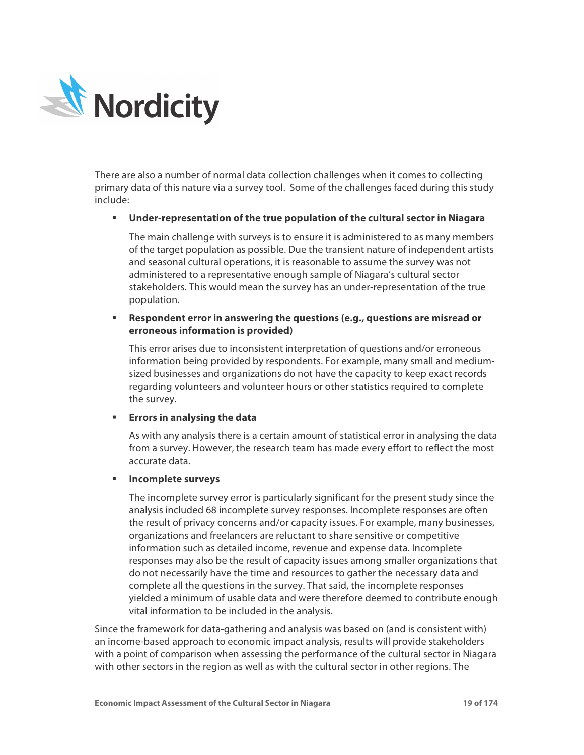There are also a number of normal data collection challenges when it comes to collecting primary data of this nature via a survey tool. Some of the challenges faced during this study include:

- **Under-representation of the true population of the cultural sector in Niagara**

  The main challenge with surveys is to ensure it is administered to as many members of the target population as possible. Due the transient nature of independent artists and seasonal cultural operations, it is reasonable to assume the survey was not administered to a representative enough sample of Niagara's cultural sector stakeholders. This would mean the survey has an under-representation of the true population.

- **Respondent error in answering the questions (e.g., questions are misread or erroneous information is provided)**

  This error arises due to inconsistent interpretation of questions and/or erroneous information being provided by respondents. For example, many small and medium-sized businesses and organizations do not have the capacity to keep exact records regarding volunteers and volunteer hours or other statistics required to complete the survey.

- **Errors in analysing the data**

  As with any analysis there is a certain amount of statistical error in analysing the data from a survey. However, the research team has made every effort to reflect the most accurate data.

- **Incomplete surveys**

  The incomplete survey error is particularly significant for the present study since the analysis included 68 incomplete survey responses. Incomplete responses are often the result of privacy concerns and/or capacity issues. For example, many businesses, organizations and freelancers are reluctant to share sensitive or competitive information such as detailed income, revenue and expense data. Incomplete responses may also be the result of capacity issues among smaller organizations that do not necessarily have the time and resources to gather the necessary data and complete all the questions in the survey. That said, the incomplete responses yielded a minimum of usable data and were therefore deemed to contribute enough vital information to be included in the analysis.

Since the framework for data-gathering and analysis was based on (and is consistent with) an income-based approach to economic impact analysis, results will provide stakeholders with a point of comparison when assessing the performance of the cultural sector in Niagara with other sectors in the region as well as with the cultural sector in other regions. The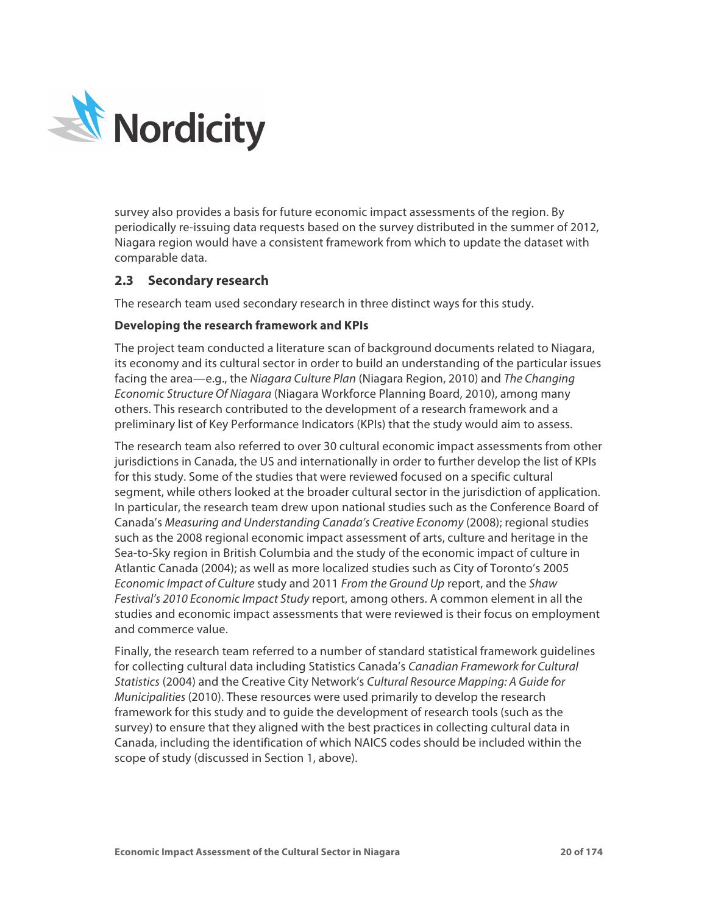survey also provides a basis for future economic impact assessments of the region. By periodically re-issuing data requests based on the survey distributed in the summer of 2012, Niagara region would have a consistent framework from which to update the dataset with comparable data.

## 2.3 Secondary research

The research team used secondary research in three distinct ways for this study.

**Developing the research framework and KPIs**

The project team conducted a literature scan of background documents related to Niagara, its economy and its cultural sector in order to build an understanding of the particular issues facing the area—e.g., the *Niagara Culture Plan* (Niagara Region, 2010) and *The Changing Economic Structure Of Niagara* (Niagara Workforce Planning Board, 2010), among many others. This research contributed to the development of a research framework and a preliminary list of Key Performance Indicators (KPIs) that the study would aim to assess.

The research team also referred to over 30 cultural economic impact assessments from other jurisdictions in Canada, the US and internationally in order to further develop the list of KPIs for this study. Some of the studies that were reviewed focused on a specific cultural segment, while others looked at the broader cultural sector in the jurisdiction of application. In particular, the research team drew upon national studies such as the Conference Board of Canada's *Measuring and Understanding Canada's Creative Economy* (2008); regional studies such as the 2008 regional economic impact assessment of arts, culture and heritage in the Sea-to-Sky region in British Columbia and the study of the economic impact of culture in Atlantic Canada (2004); as well as more localized studies such as City of Toronto's 2005 *Economic Impact of Culture* study and 2011 *From the Ground Up* report, and the *Shaw Festival's 2010 Economic Impact Study* report, among others. A common element in all the studies and economic impact assessments that were reviewed is their focus on employment and commerce value.

Finally, the research team referred to a number of standard statistical framework guidelines for collecting cultural data including Statistics Canada's *Canadian Framework for Cultural Statistics* (2004) and the Creative City Network's *Cultural Resource Mapping: A Guide for Municipalities* (2010). These resources were used primarily to develop the research framework for this study and to guide the development of research tools (such as the survey) to ensure that they aligned with the best practices in collecting cultural data in Canada, including the identification of which NAICS codes should be included within the scope of study (discussed in Section 1, above).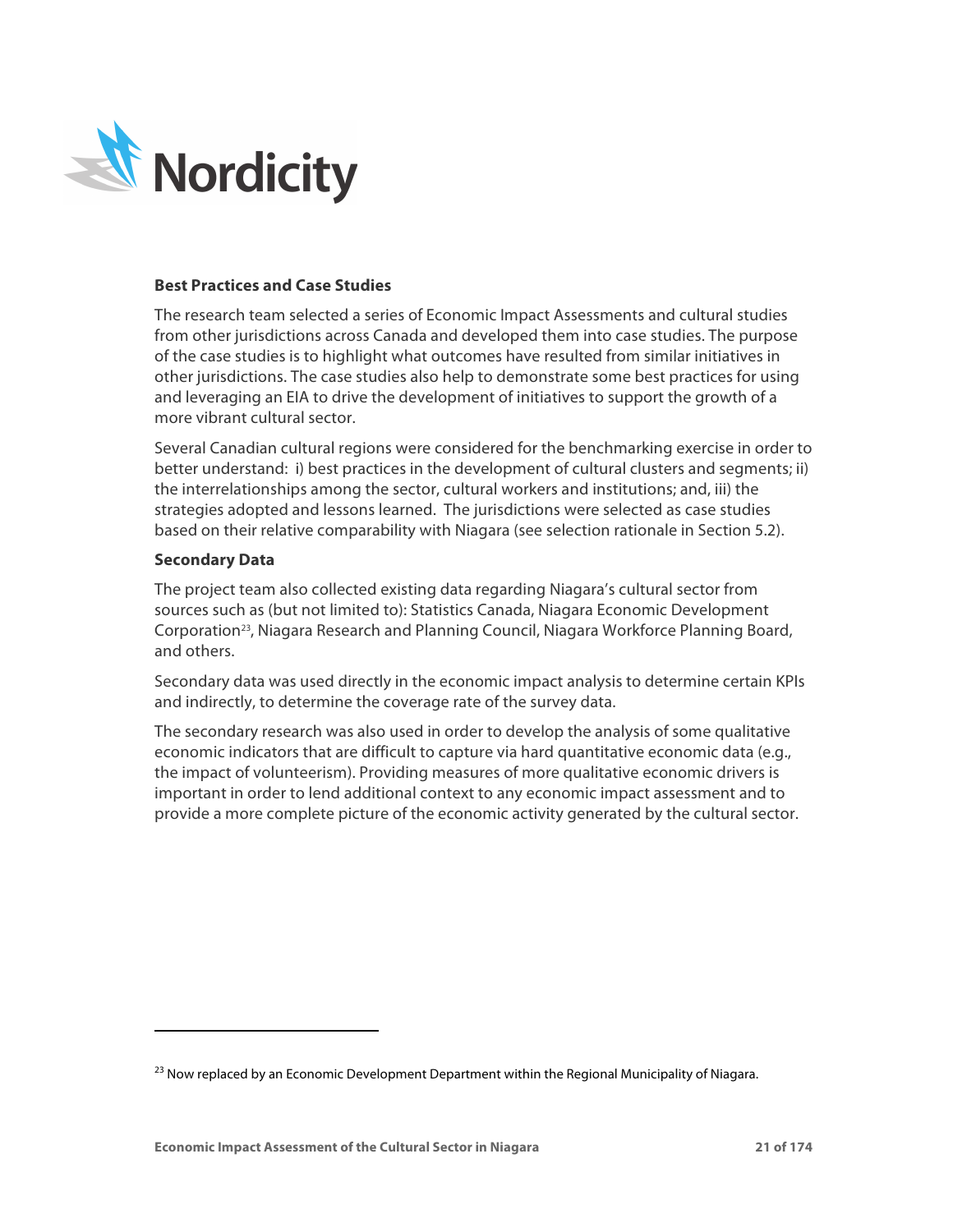**Best Practices and Case Studies**

The research team selected a series of Economic Impact Assessments and cultural studies from other jurisdictions across Canada and developed them into case studies. The purpose of the case studies is to highlight what outcomes have resulted from similar initiatives in other jurisdictions. The case studies also help to demonstrate some best practices for using and leveraging an EIA to drive the development of initiatives to support the growth of a more vibrant cultural sector.

Several Canadian cultural regions were considered for the benchmarking exercise in order to better understand: i) best practices in the development of cultural clusters and segments; ii) the interrelationships among the sector, cultural workers and institutions; and, iii) the strategies adopted and lessons learned. The jurisdictions were selected as case studies based on their relative comparability with Niagara (see selection rationale in Section 5.2).

**Secondary Data**

The project team also collected existing data regarding Niagara's cultural sector from sources such as (but not limited to): Statistics Canada, Niagara Economic Development Corporation[23], Niagara Research and Planning Council, Niagara Workforce Planning Board, and others.

Secondary data was used directly in the economic impact analysis to determine certain KPIs and indirectly, to determine the coverage rate of the survey data.

The secondary research was also used in order to develop the analysis of some qualitative economic indicators that are difficult to capture via hard quantitative economic data (e.g., the impact of volunteerism). Providing measures of more qualitative economic drivers is important in order to lend additional context to any economic impact assessment and to provide a more complete picture of the economic activity generated by the cultural sector.

[23] Now replaced by an Economic Development Department within the Regional Municipality of Niagara.